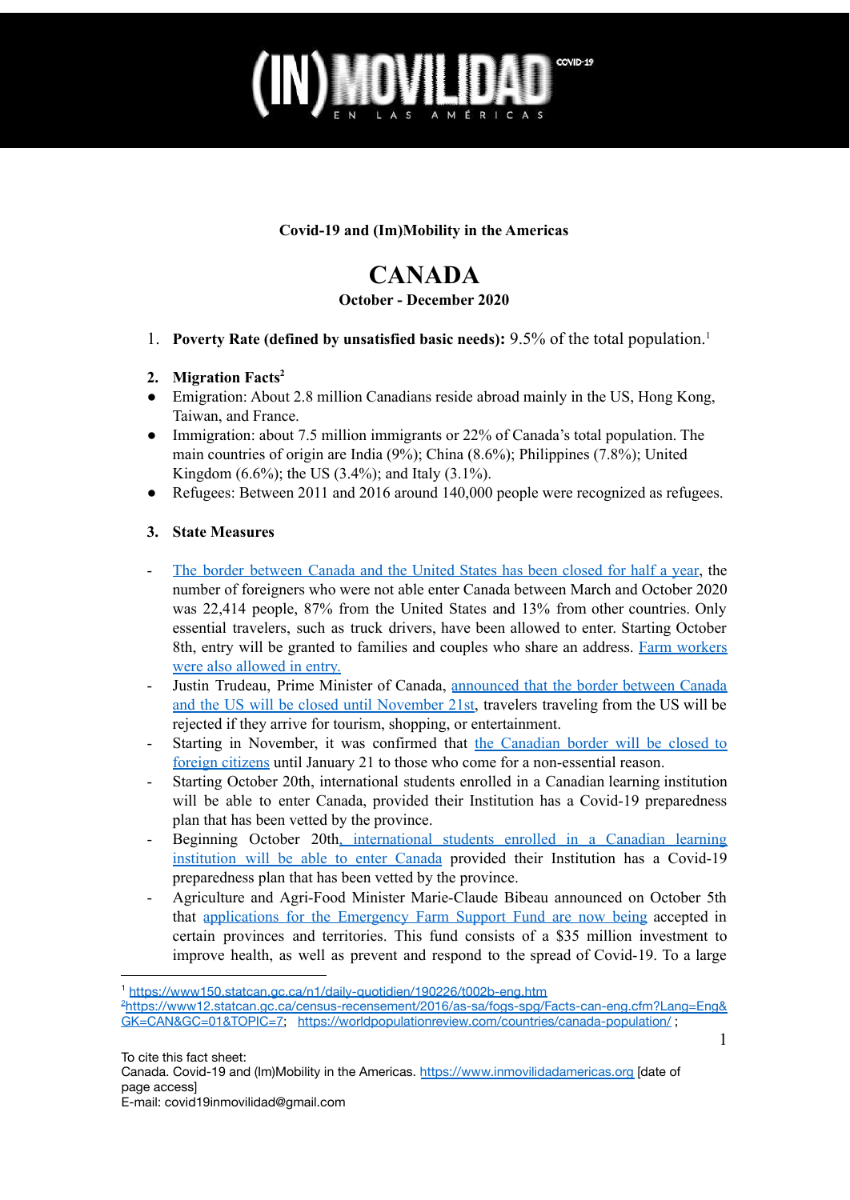**Covid-19 and (Im)Mobility in the Americas**

# CANADA

**October - December 2020**

1. **Poverty Rate (defined by unsatisfied basic needs):** 9.5% of the total population.[1]

2. **Migration Facts**[2]

- Emigration: About 2.8 million Canadians reside abroad mainly in the US, Hong Kong, Taiwan, and France.
- Immigration: about 7.5 million immigrants or 22% of Canada's total population. The main countries of origin are India (9%); China (8.6%); Philippines (7.8%); United Kingdom (6.6%); the US (3.4%); and Italy (3.1%).
- Refugees: Between 2011 and 2016 around 140,000 people were recognized as refugees.

3. **State Measures**

- The border between Canada and the United States has been closed for half a year, the number of foreigners who were not able enter Canada between March and October 2020 was 22,414 people, 87% from the United States and 13% from other countries. Only essential travelers, such as truck drivers, have been allowed to enter. Starting October 8th, entry will be granted to families and couples who share an address. Farm workers were also allowed in entry.
- Justin Trudeau, Prime Minister of Canada, announced that the border between Canada and the US will be closed until November 21st, travelers traveling from the US will be rejected if they arrive for tourism, shopping, or entertainment.
- Starting in November, it was confirmed that the Canadian border will be closed to foreign citizens until January 21 to those who come for a non-essential reason.
- Starting October 20th, international students enrolled in a Canadian learning institution will be able to enter Canada, provided their Institution has a Covid-19 preparedness plan that has been vetted by the province.
- Beginning October 20th, international students enrolled in a Canadian learning institution will be able to enter Canada provided their Institution has a Covid-19 preparedness plan that has been vetted by the province.
- Agriculture and Agri-Food Minister Marie-Claude Bibeau announced on October 5th that applications for the Emergency Farm Support Fund are now being accepted in certain provinces and territories. This fund consists of a $35 million investment to improve health, as well as prevent and respond to the spread of Covid-19. To a large

---

[1] https://www150.statcan.gc.ca/n1/daily-quotidien/190226/t002b-eng.htm

[2] https://www12.statcan.gc.ca/census-recensement/2016/as-sa/fogs-spg/Facts-can-eng.cfm?Lang=Eng&GK=CAN&GC=01&TOPIC=7; https://worldpopulationreview.com/countries/canada-population/ ;

To cite this fact sheet:
Canada. Covid-19 and (Im)Mobility in the Americas. https://www.inmovilidadamericas.org [date of page access]
E-mail: covid19inmovilidad@gmail.com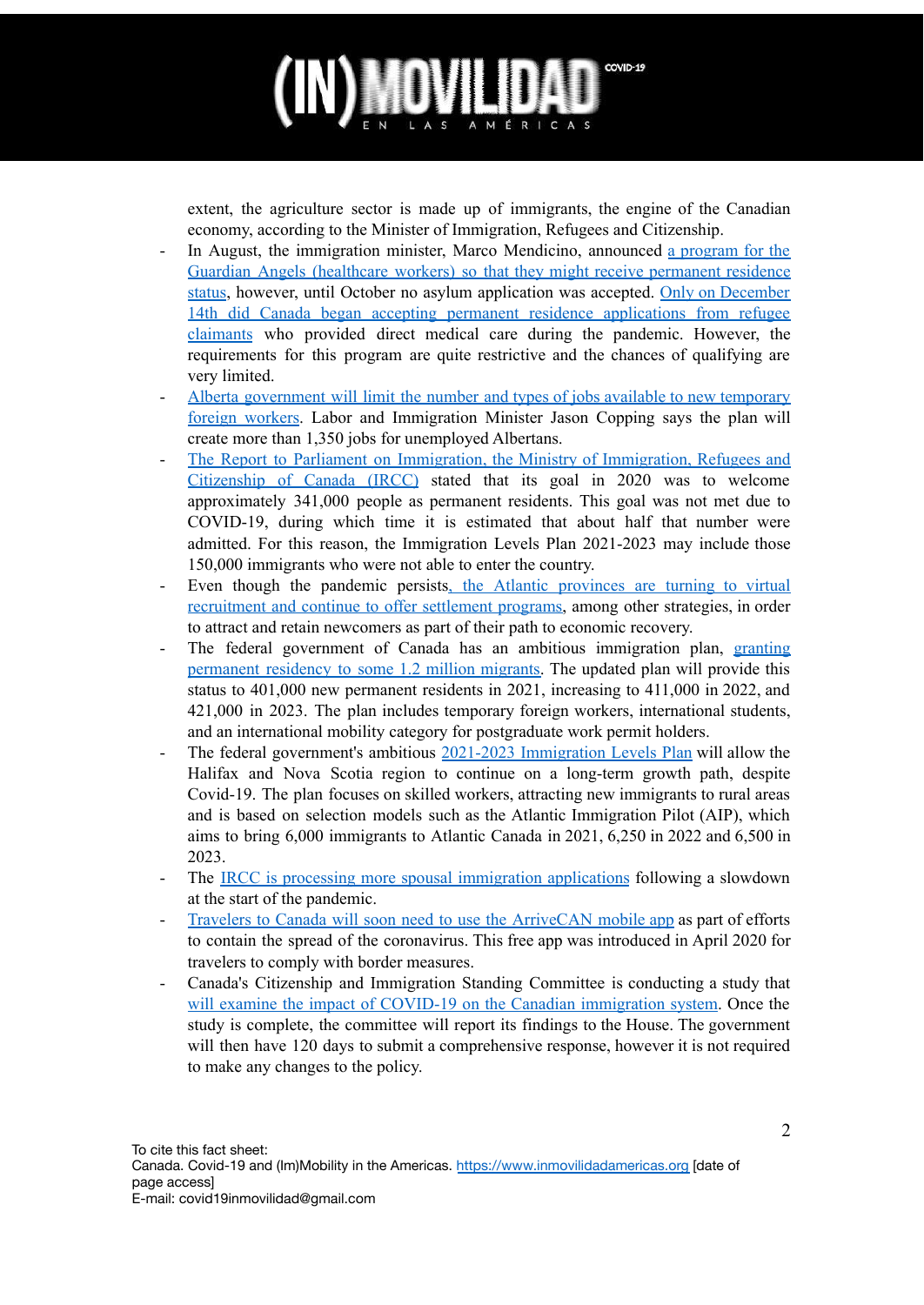extent, the agriculture sector is made up of immigrants, the engine of the Canadian economy, according to the Minister of Immigration, Refugees and Citizenship.

- In August, the immigration minister, Marco Mendicino, announced a program for the Guardian Angels (healthcare workers) so that they might receive permanent residence status, however, until October no asylum application was accepted. Only on December 14th did Canada began accepting permanent residence applications from refugee claimants who provided direct medical care during the pandemic. However, the requirements for this program are quite restrictive and the chances of qualifying are very limited.
- Alberta government will limit the number and types of jobs available to new temporary foreign workers. Labor and Immigration Minister Jason Copping says the plan will create more than 1,350 jobs for unemployed Albertans.
- The Report to Parliament on Immigration, the Ministry of Immigration, Refugees and Citizenship of Canada (IRCC) stated that its goal in 2020 was to welcome approximately 341,000 people as permanent residents. This goal was not met due to COVID-19, during which time it is estimated that about half that number were admitted. For this reason, the Immigration Levels Plan 2021-2023 may include those 150,000 immigrants who were not able to enter the country.
- Even though the pandemic persists, the Atlantic provinces are turning to virtual recruitment and continue to offer settlement programs, among other strategies, in order to attract and retain newcomers as part of their path to economic recovery.
- The federal government of Canada has an ambitious immigration plan, granting permanent residency to some 1.2 million migrants. The updated plan will provide this status to 401,000 new permanent residents in 2021, increasing to 411,000 in 2022, and 421,000 in 2023. The plan includes temporary foreign workers, international students, and an international mobility category for postgraduate work permit holders.
- The federal government's ambitious 2021-2023 Immigration Levels Plan will allow the Halifax and Nova Scotia region to continue on a long-term growth path, despite Covid-19. The plan focuses on skilled workers, attracting new immigrants to rural areas and is based on selection models such as the Atlantic Immigration Pilot (AIP), which aims to bring 6,000 immigrants to Atlantic Canada in 2021, 6,250 in 2022 and 6,500 in 2023.
- The IRCC is processing more spousal immigration applications following a slowdown at the start of the pandemic.
- Travelers to Canada will soon need to use the ArriveCAN mobile app as part of efforts to contain the spread of the coronavirus. This free app was introduced in April 2020 for travelers to comply with border measures.
- Canada's Citizenship and Immigration Standing Committee is conducting a study that will examine the impact of COVID-19 on the Canadian immigration system. Once the study is complete, the committee will report its findings to the House. The government will then have 120 days to submit a comprehensive response, however it is not required to make any changes to the policy.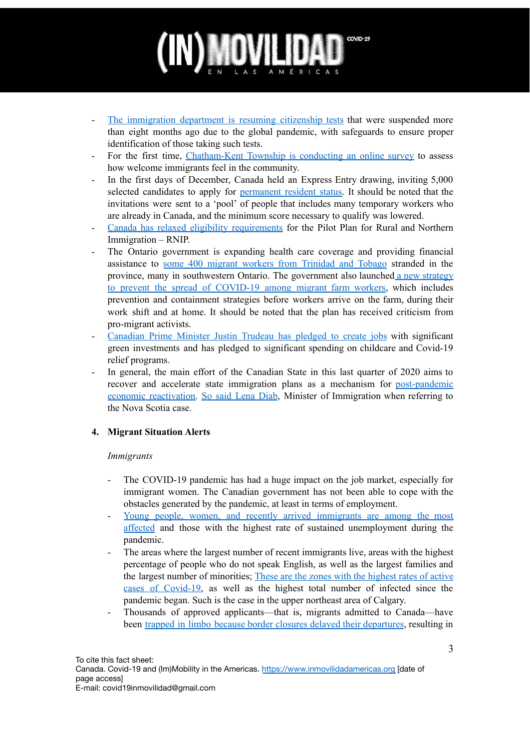- The immigration department is resuming citizenship tests that were suspended more than eight months ago due to the global pandemic, with safeguards to ensure proper identification of those taking such tests.
- For the first time, Chatham-Kent Township is conducting an online survey to assess how welcome immigrants feel in the community.
- In the first days of December, Canada held an Express Entry drawing, inviting 5,000 selected candidates to apply for permanent resident status. It should be noted that the invitations were sent to a 'pool' of people that includes many temporary workers who are already in Canada, and the minimum score necessary to qualify was lowered.
- Canada has relaxed eligibility requirements for the Pilot Plan for Rural and Northern Immigration – RNIP.
- The Ontario government is expanding health care coverage and providing financial assistance to some 400 migrant workers from Trinidad and Tobago stranded in the province, many in southwestern Ontario. The government also launched a new strategy to prevent the spread of COVID-19 among migrant farm workers, which includes prevention and containment strategies before workers arrive on the farm, during their work shift and at home. It should be noted that the plan has received criticism from pro-migrant activists.
- Canadian Prime Minister Justin Trudeau has pledged to create jobs with significant green investments and has pledged to significant spending on childcare and Covid-19 relief programs.
- In general, the main effort of the Canadian State in this last quarter of 2020 aims to recover and accelerate state immigration plans as a mechanism for post-pandemic economic reactivation. So said Lena Diab, Minister of Immigration when referring to the Nova Scotia case.

## 4. Migrant Situation Alerts

*Immigrants*

- The COVID-19 pandemic has had a huge impact on the job market, especially for immigrant women. The Canadian government has not been able to cope with the obstacles generated by the pandemic, at least in terms of employment.
- Young people, women, and recently arrived immigrants are among the most affected and those with the highest rate of sustained unemployment during the pandemic.
- The areas where the largest number of recent immigrants live, areas with the highest percentage of people who do not speak English, as well as the largest families and the largest number of minorities; These are the zones with the highest rates of active cases of Covid-19, as well as the highest total number of infected since the pandemic began. Such is the case in the upper northeast area of Calgary.
- Thousands of approved applicants—that is, migrants admitted to Canada—have been trapped in limbo because border closures delayed their departures, resulting in

To cite this fact sheet:
Canada. Covid-19 and (Im)Mobility in the Americas. https://www.inmovilidadamericas.org [date of page access]
E-mail: covid19inmovilidad@gmail.com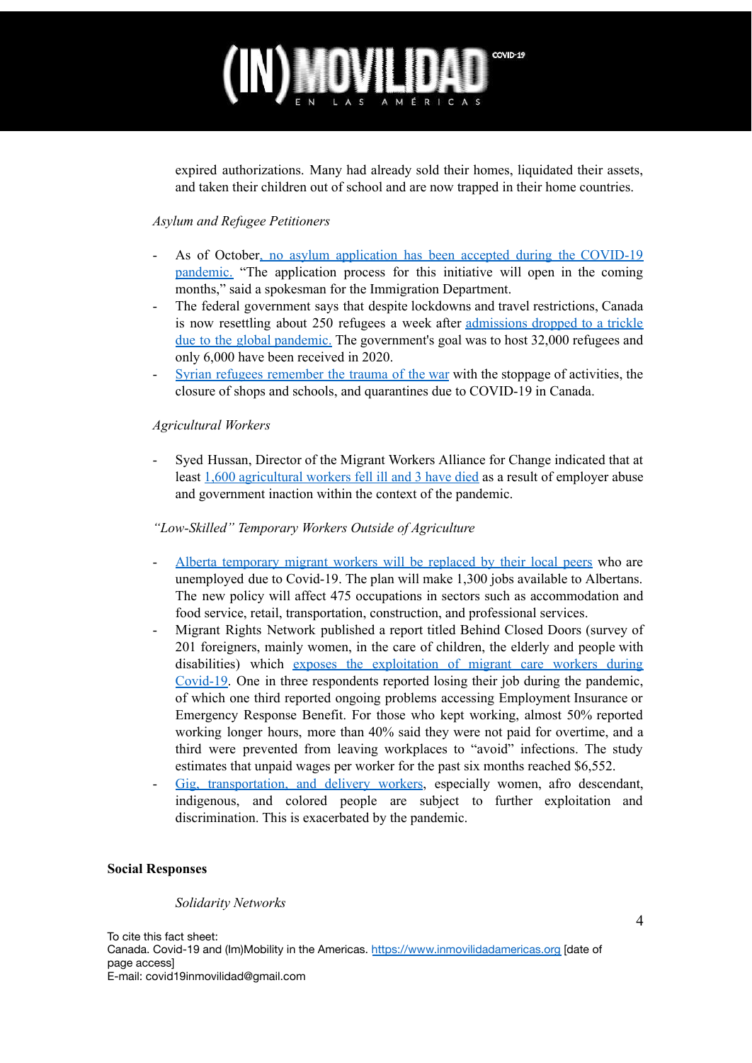expired authorizations. Many had already sold their homes, liquidated their assets, and taken their children out of school and are now trapped in their home countries.

*Asylum and Refugee Petitioners*

- As of October, no asylum application has been accepted during the COVID-19 pandemic. "The application process for this initiative will open in the coming months," said a spokesman for the Immigration Department.
- The federal government says that despite lockdowns and travel restrictions, Canada is now resettling about 250 refugees a week after admissions dropped to a trickle due to the global pandemic. The government's goal was to host 32,000 refugees and only 6,000 have been received in 2020.
- Syrian refugees remember the trauma of the war with the stoppage of activities, the closure of shops and schools, and quarantines due to COVID-19 in Canada.

*Agricultural Workers*

- Syed Hussan, Director of the Migrant Workers Alliance for Change indicated that at least 1,600 agricultural workers fell ill and 3 have died as a result of employer abuse and government inaction within the context of the pandemic.

*"Low-Skilled" Temporary Workers Outside of Agriculture*

- Alberta temporary migrant workers will be replaced by their local peers who are unemployed due to Covid-19. The plan will make 1,300 jobs available to Albertans. The new policy will affect 475 occupations in sectors such as accommodation and food service, retail, transportation, construction, and professional services.
- Migrant Rights Network published a report titled Behind Closed Doors (survey of 201 foreigners, mainly women, in the care of children, the elderly and people with disabilities) which exposes the exploitation of migrant care workers during Covid-19. One in three respondents reported losing their job during the pandemic, of which one third reported ongoing problems accessing Employment Insurance or Emergency Response Benefit. For those who kept working, almost 50% reported working longer hours, more than 40% said they were not paid for overtime, and a third were prevented from leaving workplaces to "avoid" infections. The study estimates that unpaid wages per worker for the past six months reached $6,552.
- Gig, transportation, and delivery workers, especially women, afro descendant, indigenous, and colored people are subject to further exploitation and discrimination. This is exacerbated by the pandemic.

**Social Responses**

*Solidarity Networks*

To cite this fact sheet:
Canada. Covid-19 and (Im)Mobility in the Americas. https://www.inmovilidadamericas.org [date of page access]
E-mail: covid19inmovilidad@gmail.com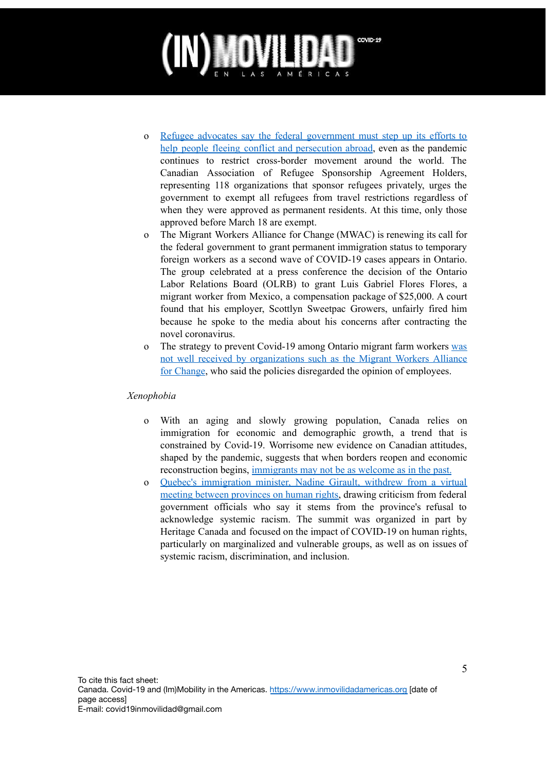- Refugee advocates say the federal government must step up its efforts to help people fleeing conflict and persecution abroad, even as the pandemic continues to restrict cross-border movement around the world. The Canadian Association of Refugee Sponsorship Agreement Holders, representing 118 organizations that sponsor refugees privately, urges the government to exempt all refugees from travel restrictions regardless of when they were approved as permanent residents. At this time, only those approved before March 18 are exempt.
- The Migrant Workers Alliance for Change (MWAC) is renewing its call for the federal government to grant permanent immigration status to temporary foreign workers as a second wave of COVID-19 cases appears in Ontario. The group celebrated at a press conference the decision of the Ontario Labor Relations Board (OLRB) to grant Luis Gabriel Flores Flores, a migrant worker from Mexico, a compensation package of $25,000. A court found that his employer, Scottlyn Sweetpac Growers, unfairly fired him because he spoke to the media about his concerns after contracting the novel coronavirus.
- The strategy to prevent Covid-19 among Ontario migrant farm workers was not well received by organizations such as the Migrant Workers Alliance for Change, who said the policies disregarded the opinion of employees.

*Xenophobia*

- With an aging and slowly growing population, Canada relies on immigration for economic and demographic growth, a trend that is constrained by Covid-19. Worrisome new evidence on Canadian attitudes, shaped by the pandemic, suggests that when borders reopen and economic reconstruction begins, immigrants may not be as welcome as in the past.
- Quebec's immigration minister, Nadine Girault, withdrew from a virtual meeting between provinces on human rights, drawing criticism from federal government officials who say it stems from the province's refusal to acknowledge systemic racism. The summit was organized in part by Heritage Canada and focused on the impact of COVID-19 on human rights, particularly on marginalized and vulnerable groups, as well as on issues of systemic racism, discrimination, and inclusion.

To cite this fact sheet:
Canada. Covid-19 and (Im)Mobility in the Americas. https://www.inmovilidadamericas.org [date of page access]
E-mail: covid19inmovilidad@gmail.com